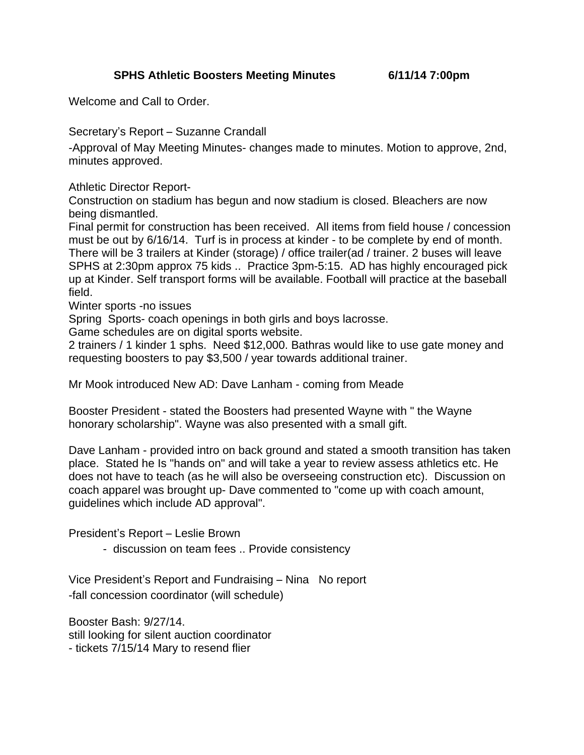**SPHS Athletic Boosters Meeting Minutes 6/11/14 7:00pm**

Welcome and Call to Order.

Secretary's Report – Suzanne Crandall

-Approval of May Meeting Minutes- changes made to minutes. Motion to approve, 2nd, minutes approved.

Athletic Director Report-

Construction on stadium has begun and now stadium is closed. Bleachers are now being dismantled.

Final permit for construction has been received. All items from field house / concession must be out by 6/16/14. Turf is in process at kinder - to be complete by end of month. There will be 3 trailers at Kinder (storage) / office trailer(ad / trainer. 2 buses will leave SPHS at 2:30pm approx 75 kids .. Practice 3pm-5:15. AD has highly encouraged pick up at Kinder. Self transport forms will be available. Football will practice at the baseball field.

Winter sports -no issues

Spring Sports- coach openings in both girls and boys lacrosse.

Game schedules are on digital sports website.

2 trainers / 1 kinder 1 sphs. Need $12,000. Bathras would like to use gate money and requesting boosters to pay $3,500 / year towards additional trainer.

Mr Mook introduced New AD: Dave Lanham - coming from Meade

Booster President - stated the Boosters had presented Wayne with " the Wayne honorary scholarship". Wayne was also presented with a small gift.

Dave Lanham - provided intro on back ground and stated a smooth transition has taken place. Stated he Is "hands on" and will take a year to review assess athletics etc. He does not have to teach (as he will also be overseeing construction etc). Discussion on coach apparel was brought up- Dave commented to "come up with coach amount, guidelines which include AD approval".

President's Report – Leslie Brown

- discussion on team fees .. Provide consistency

Vice President's Report and Fundraising – Nina No report

-fall concession coordinator (will schedule)

Booster Bash: 9/27/14.

still looking for silent auction coordinator

- tickets 7/15/14 Mary to resend flier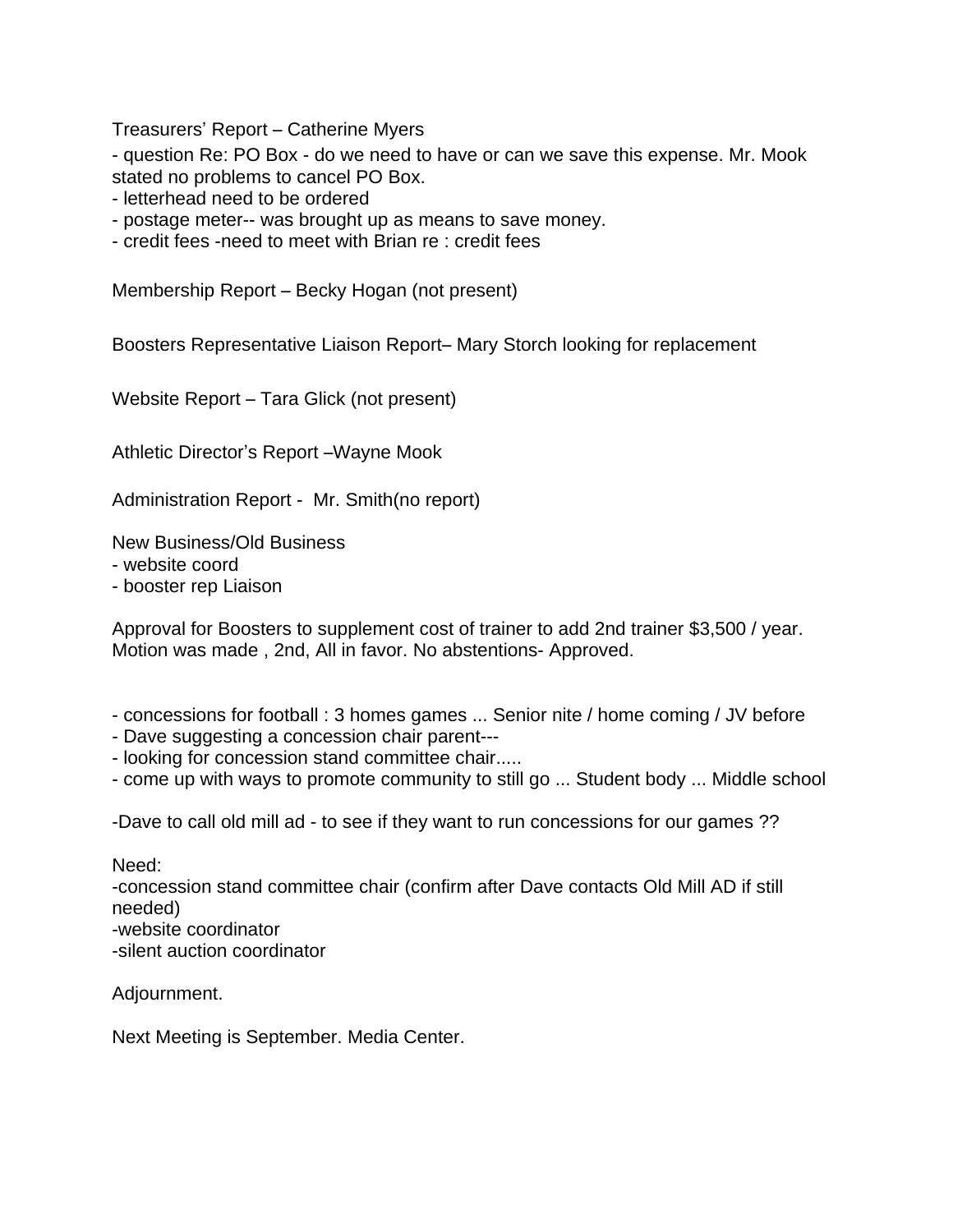Treasurers' Report – Catherine Myers

- question Re: PO Box - do we need to have or can we save this expense. Mr. Mook stated no problems to cancel PO Box.
- letterhead need to be ordered
- postage meter-- was brought up as means to save money.
- credit fees -need to meet with Brian re : credit fees

Membership Report – Becky Hogan (not present)

Boosters Representative Liaison Report– Mary Storch looking for replacement

Website Report – Tara Glick (not present)

Athletic Director's Report –Wayne Mook

Administration Report - Mr. Smith(no report)

New Business/Old Business

- website coord
- booster rep Liaison

Approval for Boosters to supplement cost of trainer to add 2nd trainer $3,500 / year. Motion was made , 2nd, All in favor. No abstentions- Approved.

- concessions for football : 3 homes games ... Senior nite / home coming / JV before
- Dave suggesting a concession chair parent---
- looking for concession stand committee chair.....
- come up with ways to promote community to still go ... Student body ... Middle school

-Dave to call old mill ad - to see if they want to run concessions for our games ??

Need:

-concession stand committee chair (confirm after Dave contacts Old Mill AD if still needed)

-website coordinator

-silent auction coordinator

Adjournment.

Next Meeting is September. Media Center.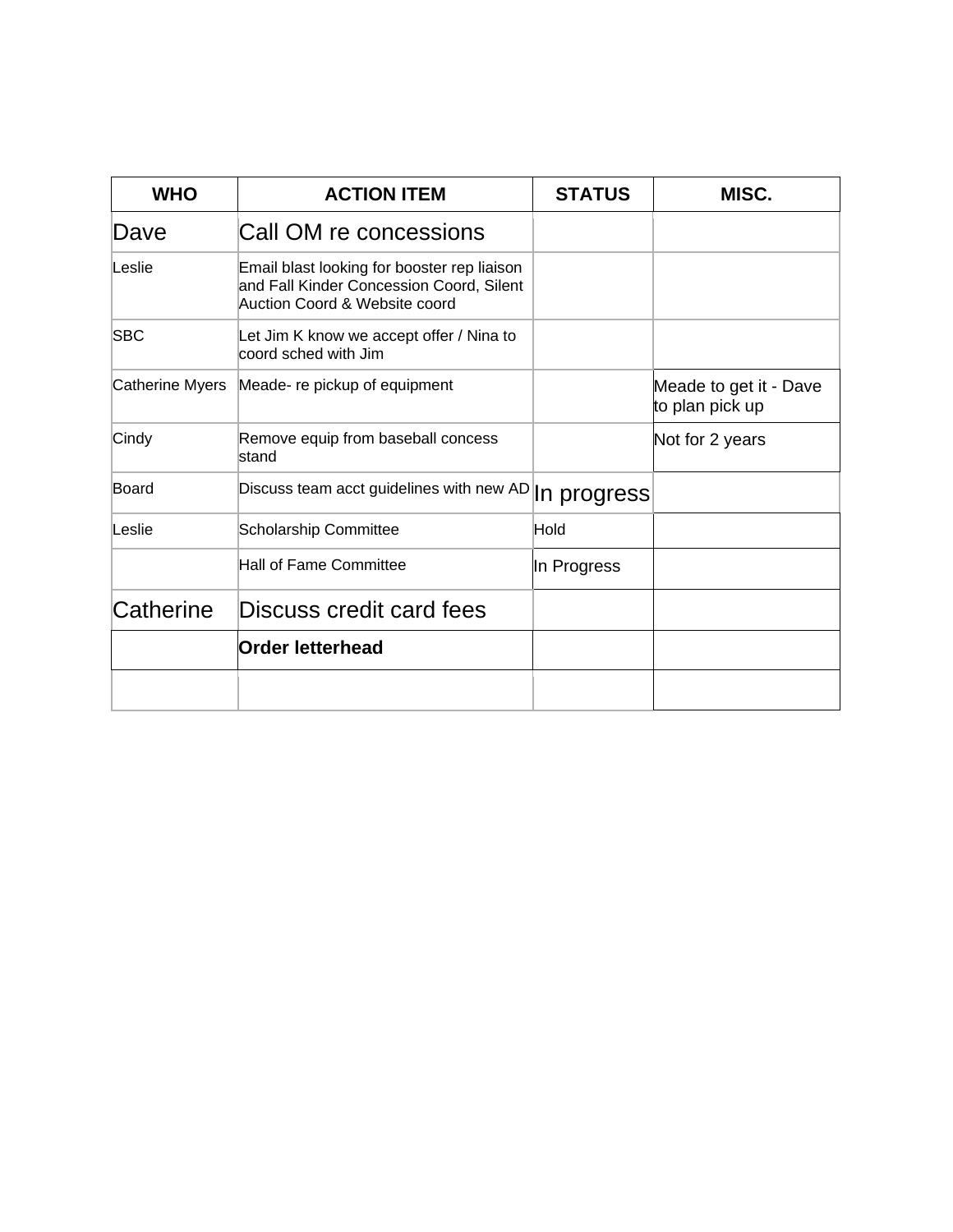| WHO | ACTION ITEM | STATUS | MISC. |
|---|---|---|---|
| Dave | Call OM re concessions | | |
| Leslie | Email blast looking for booster rep liaison and Fall Kinder Concession Coord, Silent Auction Coord & Website coord | | |
| SBC | Let Jim K know we accept offer / Nina to coord sched with Jim | | |
| Catherine Myers | Meade- re pickup of equipment | | Meade to get it - Dave to plan pick up |
| Cindy | Remove equip from baseball concess stand | | Not for 2 years |
| Board | Discuss team acct guidelines with new AD | In progress | |
| Leslie | Scholarship Committee | Hold | |
| | Hall of Fame Committee | In Progress | |
| Catherine | Discuss credit card fees | | |
| | **Order letterhead** | | |
| | | | |